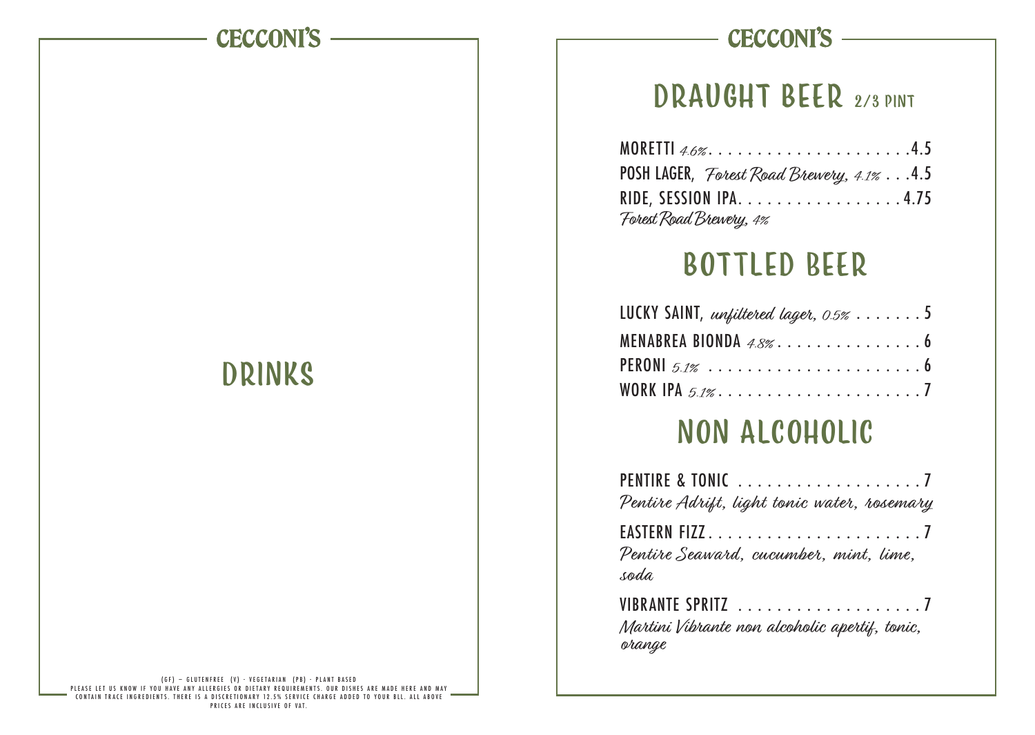# CECCONI'S

# DRINKS

(GF) – GLUTENFREE (V) - VEGETARIAN (PB) - PLANT BASED
PLEASE LET US KNOW IF YOU HAVE ANY ALLERGIES OR DIETARY REQUIREMENTS. OUR DISHES ARE MADE HERE AND MAY CONTAIN TRACE INGREDIENTS. THERE IS A DISCRETIONARY 12.5% SERVICE CHARGE ADDED TO YOUR BLL. ALL ABOVE PRICES ARE INCLUSIVE OF VAT.

# CECCONI'S

## DRAUGHT BEER 2/3 PINT

MORETTI *4.6%* .................... 4.5

POSH LAGER, *Forest Road Brewery, 4.1%* ... 4.5

RIDE, SESSION IPA. ................ 4.75
*Forest Road Brewery, 4%*

## BOTTLED BEER

LUCKY SAINT, *unfiltered lager, 0.5%* ....... 5

MENABREA BIONDA *4.8%* ............... 6

PERONI *5.1%* ...................... 6

WORK IPA *5.1%* ..................... 7

## NON ALCOHOLIC

PENTIRE & TONIC ................... 7
*Pentire Adrift, light tonic water, rosemary*

EASTERN FIZZ ...................... 7
*Pentire Seaward, cucumber, mint, lime, soda*

VIBRANTE SPRITZ ................... 7
*Martini Vibrante non alcoholic apertif, tonic, orange*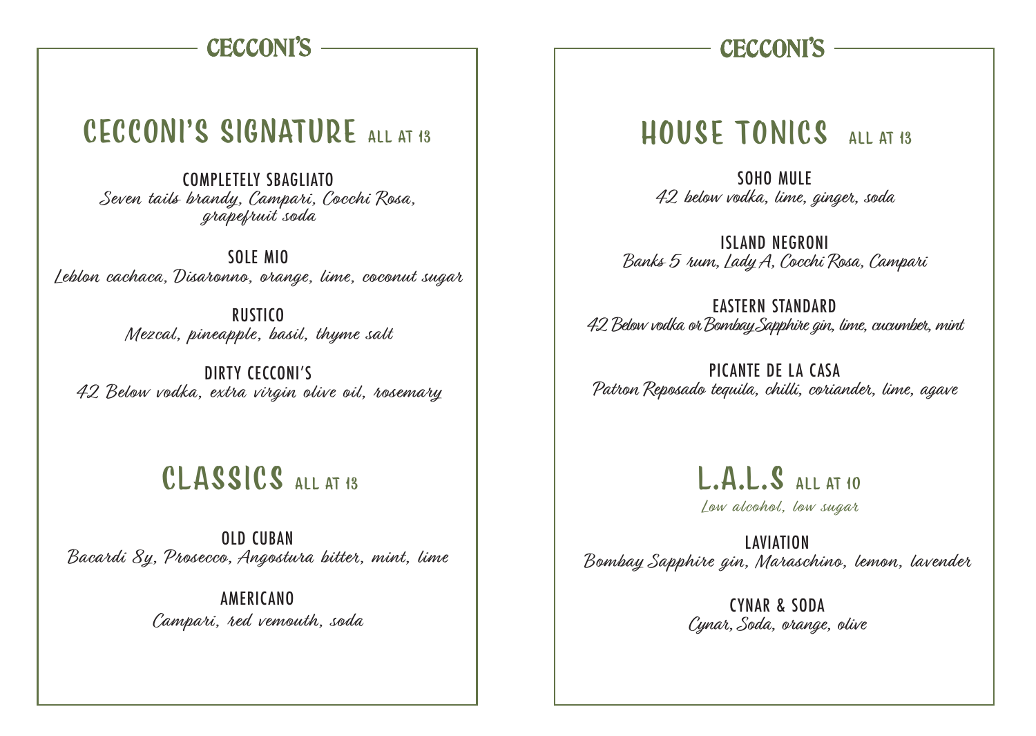# CECCONI'S

## CECCONI'S SIGNATURE ALL AT 13

COMPLETELY SBAGLIATO
*Seven tails brandy, Campari, Cocchi Rosa, grapefruit soda*

SOLE MIO
*Leblon cachaca, Disaronno, orange, lime, coconut sugar*

RUSTICO
*Mezcal, pineapple, basil, thyme salt*

DIRTY CECCONI'S
*42 Below vodka, extra virgin olive oil, rosemary*

## CLASSICS ALL AT 13

OLD CUBAN
*Bacardi 8y, Prosecco, Angostura bitter, mint, lime*

AMERICANO
*Campari, red vemouth, soda*

# CECCONI'S

## HOUSE TONICS ALL AT 13

SOHO MULE
*42 below vodka, lime, ginger, soda*

ISLAND NEGRONI
*Banks 5 rum, Lady A, Cocchi Rosa, Campari*

EASTERN STANDARD
*42 Below vodka or Bombay Sapphire gin, lime, cucumber, mint*

PICANTE DE LA CASA
*Patron Reposado tequila, chilli, coriander, lime, agave*

## L.A.L.S ALL AT 10

*Low alcohol, low sugar*

LAVIATION
*Bombay Sapphire gin, Maraschino, lemon, lavender*

CYNAR & SODA
*Cynar, Soda, orange, olive*